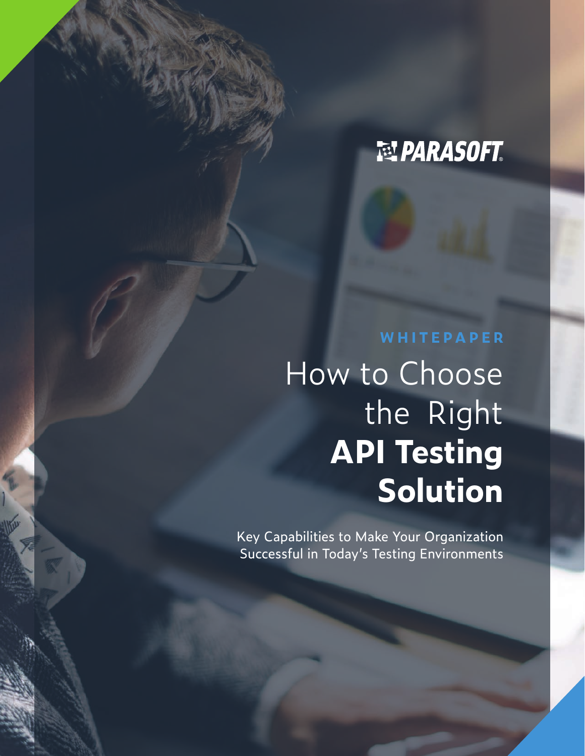PARASOFT

WHITEPAPER

# How to Choose the Right **API Testing Solution**

Key Capabilities to Make Your Organization Successful in Today's Testing Environments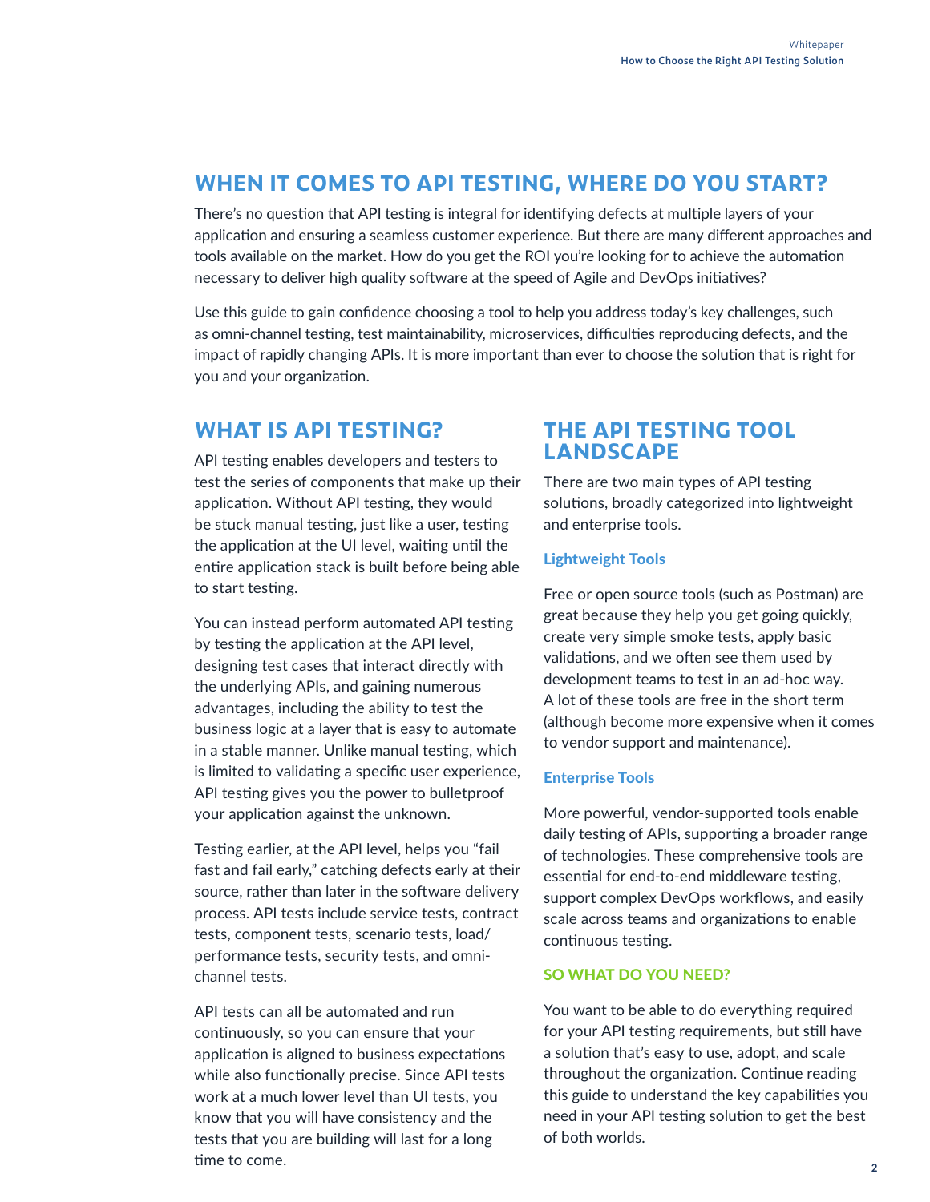## WHEN IT COMES TO API TESTING, WHERE DO YOU START?

There's no question that API testing is integral for identifying defects at multiple layers of your application and ensuring a seamless customer experience. But there are many different approaches and tools available on the market. How do you get the ROI you're looking for to achieve the automation necessary to deliver high quality software at the speed of Agile and DevOps initiatives?

Use this guide to gain confidence choosing a tool to help you address today's key challenges, such as omni-channel testing, test maintainability, microservices, difficulties reproducing defects, and the impact of rapidly changing APIs. It is more important than ever to choose the solution that is right for you and your organization.

## WHAT IS API TESTING?

API testing enables developers and testers to test the series of components that make up their application. Without API testing, they would be stuck manual testing, just like a user, testing the application at the UI level, waiting until the entire application stack is built before being able to start testing.

You can instead perform automated API testing by testing the application at the API level, designing test cases that interact directly with the underlying APIs, and gaining numerous advantages, including the ability to test the business logic at a layer that is easy to automate in a stable manner. Unlike manual testing, which is limited to validating a specific user experience, API testing gives you the power to bulletproof your application against the unknown.

Testing earlier, at the API level, helps you "fail fast and fail early," catching defects early at their source, rather than later in the software delivery process. API tests include service tests, contract tests, component tests, scenario tests, load/performance tests, security tests, and omni-channel tests.

API tests can all be automated and run continuously, so you can ensure that your application is aligned to business expectations while also functionally precise. Since API tests work at a much lower level than UI tests, you know that you will have consistency and the tests that you are building will last for a long time to come.

## THE API TESTING TOOL LANDSCAPE

There are two main types of API testing solutions, broadly categorized into lightweight and enterprise tools.

### Lightweight Tools

Free or open source tools (such as Postman) are great because they help you get going quickly, create very simple smoke tests, apply basic validations, and we often see them used by development teams to test in an ad-hoc way. A lot of these tools are free in the short term (although become more expensive when it comes to vendor support and maintenance).

### Enterprise Tools

More powerful, vendor-supported tools enable daily testing of APIs, supporting a broader range of technologies. These comprehensive tools are essential for end-to-end middleware testing, support complex DevOps workflows, and easily scale across teams and organizations to enable continuous testing.

### SO WHAT DO YOU NEED?

You want to be able to do everything required for your API testing requirements, but still have a solution that's easy to use, adopt, and scale throughout the organization. Continue reading this guide to understand the key capabilities you need in your API testing solution to get the best of both worlds.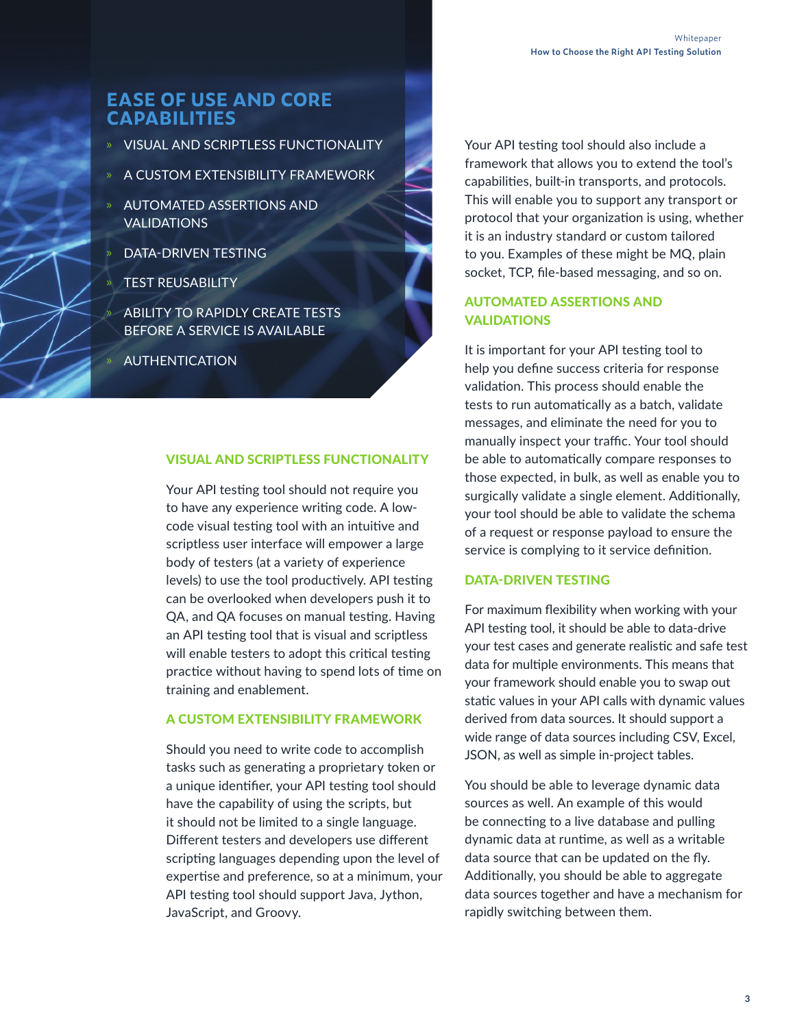## EASE OF USE AND CORE CAPABILITIES

- VISUAL AND SCRIPTLESS FUNCTIONALITY
- A CUSTOM EXTENSIBILITY FRAMEWORK
- AUTOMATED ASSERTIONS AND VALIDATIONS
- DATA-DRIVEN TESTING
- TEST REUSABILITY
- ABILITY TO RAPIDLY CREATE TESTS BEFORE A SERVICE IS AVAILABLE
- AUTHENTICATION

### VISUAL AND SCRIPTLESS FUNCTIONALITY

Your API testing tool should not require you to have any experience writing code. A low-code visual testing tool with an intuitive and scriptless user interface will empower a large body of testers (at a variety of experience levels) to use the tool productively. API testing can be overlooked when developers push it to QA, and QA focuses on manual testing. Having an API testing tool that is visual and scriptless will enable testers to adopt this critical testing practice without having to spend lots of time on training and enablement.

### A CUSTOM EXTENSIBILITY FRAMEWORK

Should you need to write code to accomplish tasks such as generating a proprietary token or a unique identifier, your API testing tool should have the capability of using the scripts, but it should not be limited to a single language. Different testers and developers use different scripting languages depending upon the level of expertise and preference, so at a minimum, your API testing tool should support Java, Jython, JavaScript, and Groovy.

Your API testing tool should also include a framework that allows you to extend the tool's capabilities, built-in transports, and protocols. This will enable you to support any transport or protocol that your organization is using, whether it is an industry standard or custom tailored to you. Examples of these might be MQ, plain socket, TCP, file-based messaging, and so on.

### AUTOMATED ASSERTIONS AND VALIDATIONS

It is important for your API testing tool to help you define success criteria for response validation. This process should enable the tests to run automatically as a batch, validate messages, and eliminate the need for you to manually inspect your traffic. Your tool should be able to automatically compare responses to those expected, in bulk, as well as enable you to surgically validate a single element. Additionally, your tool should be able to validate the schema of a request or response payload to ensure the service is complying to it service definition.

### DATA-DRIVEN TESTING

For maximum flexibility when working with your API testing tool, it should be able to data-drive your test cases and generate realistic and safe test data for multiple environments. This means that your framework should enable you to swap out static values in your API calls with dynamic values derived from data sources. It should support a wide range of data sources including CSV, Excel, JSON, as well as simple in-project tables.

You should be able to leverage dynamic data sources as well. An example of this would be connecting to a live database and pulling dynamic data at runtime, as well as a writable data source that can be updated on the fly. Additionally, you should be able to aggregate data sources together and have a mechanism for rapidly switching between them.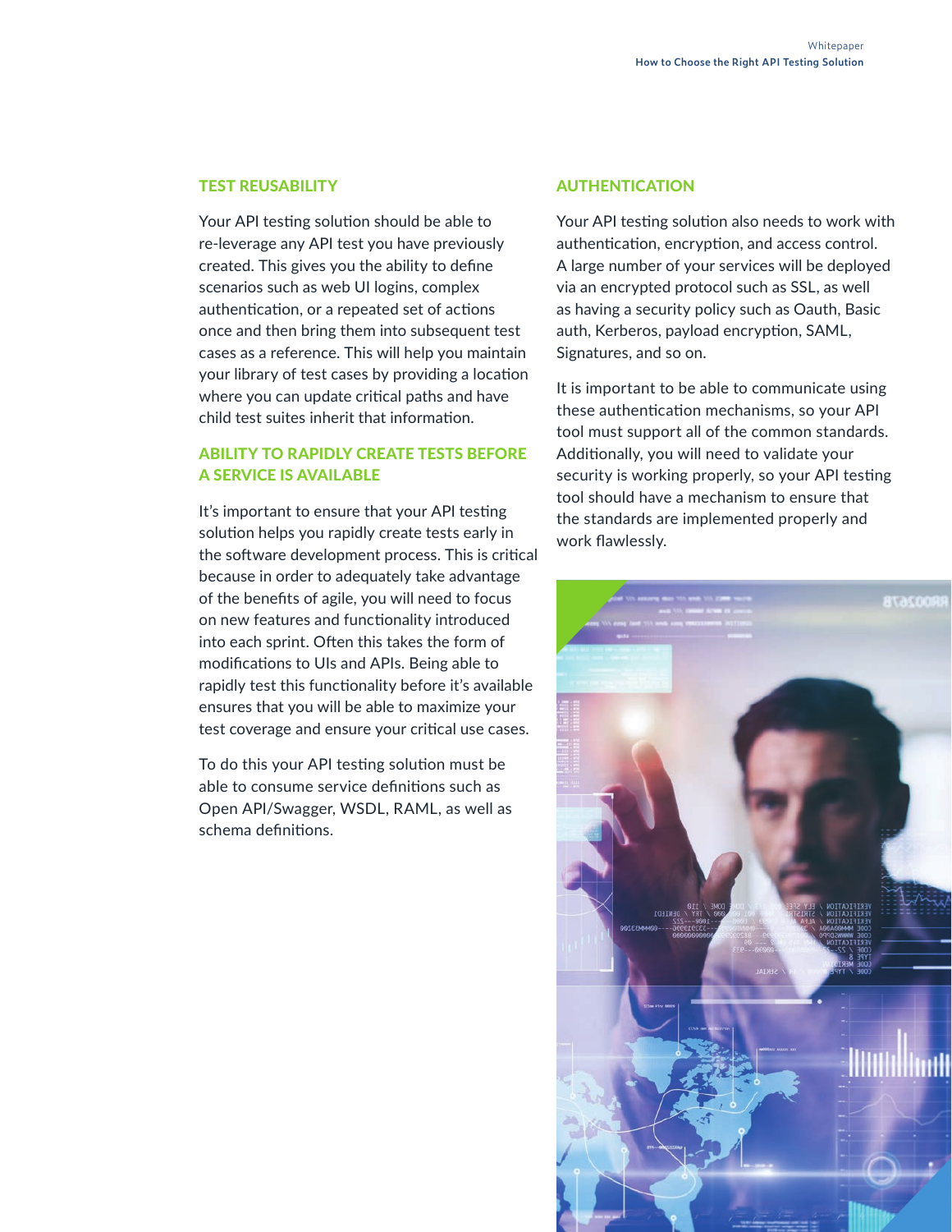## TEST REUSABILITY

Your API testing solution should be able to re-leverage any API test you have previously created. This gives you the ability to define scenarios such as web UI logins, complex authentication, or a repeated set of actions once and then bring them into subsequent test cases as a reference. This will help you maintain your library of test cases by providing a location where you can update critical paths and have child test suites inherit that information.

## ABILITY TO RAPIDLY CREATE TESTS BEFORE A SERVICE IS AVAILABLE

It's important to ensure that your API testing solution helps you rapidly create tests early in the software development process. This is critical because in order to adequately take advantage of the benefits of agile, you will need to focus on new features and functionality introduced into each sprint. Often this takes the form of modifications to UIs and APIs. Being able to rapidly test this functionality before it's available ensures that you will be able to maximize your test coverage and ensure your critical use cases.

To do this your API testing solution must be able to consume service definitions such as Open API/Swagger, WSDL, RAML, as well as schema definitions.

## AUTHENTICATION

Your API testing solution also needs to work with authentication, encryption, and access control. A large number of your services will be deployed via an encrypted protocol such as SSL, as well as having a security policy such as Oauth, Basic auth, Kerberos, payload encryption, SAML, Signatures, and so on.

It is important to be able to communicate using these authentication mechanisms, so your API tool must support all of the common standards. Additionally, you will need to validate your security is working properly, so your API testing tool should have a mechanism to ensure that the standards are implemented properly and work flawlessly.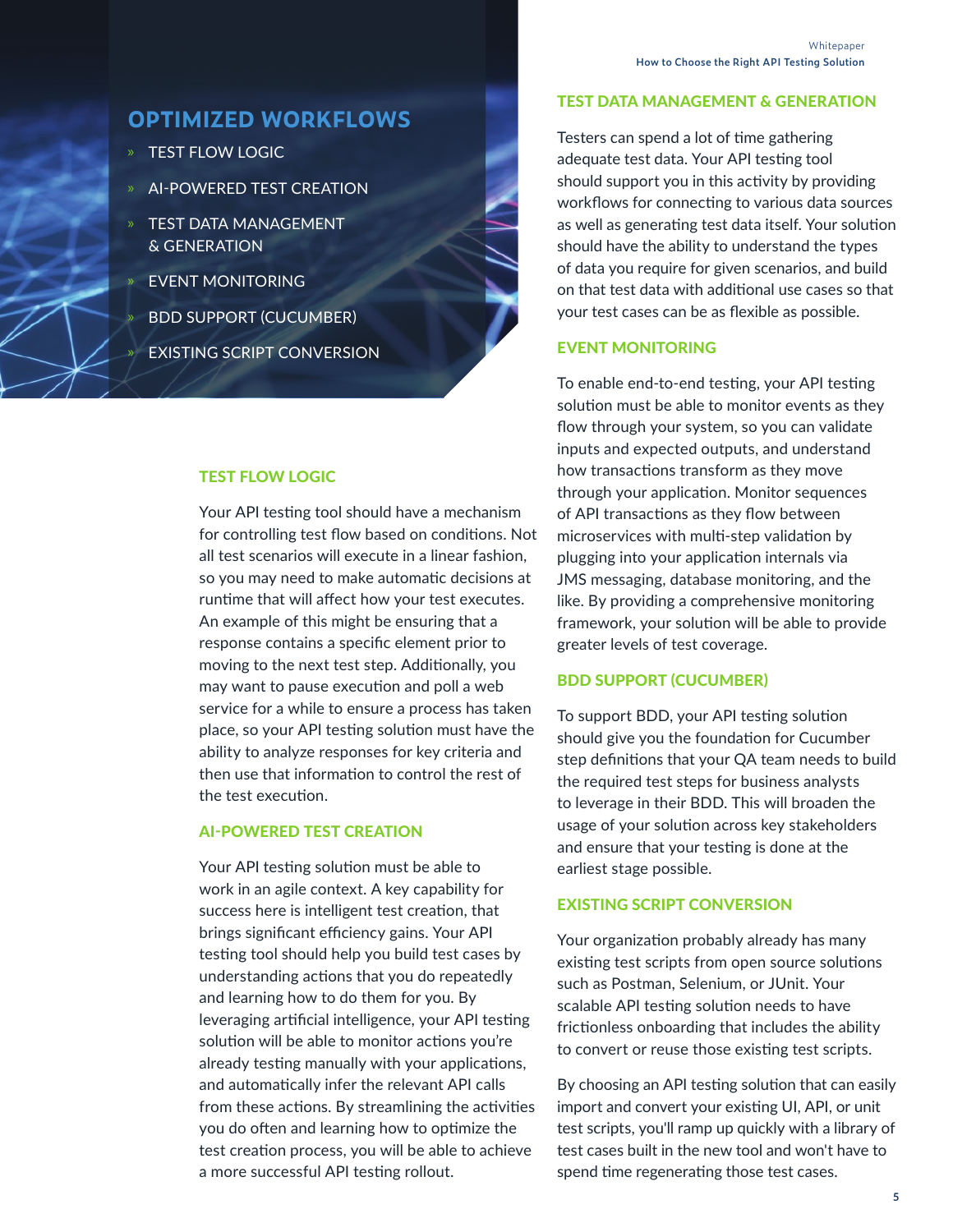## OPTIMIZED WORKFLOWS

- TEST FLOW LOGIC
- AI-POWERED TEST CREATION
- TEST DATA MANAGEMENT & GENERATION
- EVENT MONITORING
- BDD SUPPORT (CUCUMBER)
- EXISTING SCRIPT CONVERSION

### TEST FLOW LOGIC

Your API testing tool should have a mechanism for controlling test flow based on conditions. Not all test scenarios will execute in a linear fashion, so you may need to make automatic decisions at runtime that will affect how your test executes. An example of this might be ensuring that a response contains a specific element prior to moving to the next test step. Additionally, you may want to pause execution and poll a web service for a while to ensure a process has taken place, so your API testing solution must have the ability to analyze responses for key criteria and then use that information to control the rest of the test execution.

### AI-POWERED TEST CREATION

Your API testing solution must be able to work in an agile context. A key capability for success here is intelligent test creation, that brings significant efficiency gains. Your API testing tool should help you build test cases by understanding actions that you do repeatedly and learning how to do them for you. By leveraging artificial intelligence, your API testing solution will be able to monitor actions you're already testing manually with your applications, and automatically infer the relevant API calls from these actions. By streamlining the activities you do often and learning how to optimize the test creation process, you will be able to achieve a more successful API testing rollout.

### TEST DATA MANAGEMENT & GENERATION

Testers can spend a lot of time gathering adequate test data. Your API testing tool should support you in this activity by providing workflows for connecting to various data sources as well as generating test data itself. Your solution should have the ability to understand the types of data you require for given scenarios, and build on that test data with additional use cases so that your test cases can be as flexible as possible.

### EVENT MONITORING

To enable end-to-end testing, your API testing solution must be able to monitor events as they flow through your system, so you can validate inputs and expected outputs, and understand how transactions transform as they move through your application. Monitor sequences of API transactions as they flow between microservices with multi-step validation by plugging into your application internals via JMS messaging, database monitoring, and the like. By providing a comprehensive monitoring framework, your solution will be able to provide greater levels of test coverage.

### BDD SUPPORT (CUCUMBER)

To support BDD, your API testing solution should give you the foundation for Cucumber step definitions that your QA team needs to build the required test steps for business analysts to leverage in their BDD. This will broaden the usage of your solution across key stakeholders and ensure that your testing is done at the earliest stage possible.

### EXISTING SCRIPT CONVERSION

Your organization probably already has many existing test scripts from open source solutions such as Postman, Selenium, or JUnit. Your scalable API testing solution needs to have frictionless onboarding that includes the ability to convert or reuse those existing test scripts.

By choosing an API testing solution that can easily import and convert your existing UI, API, or unit test scripts, you'll ramp up quickly with a library of test cases built in the new tool and won't have to spend time regenerating those test cases.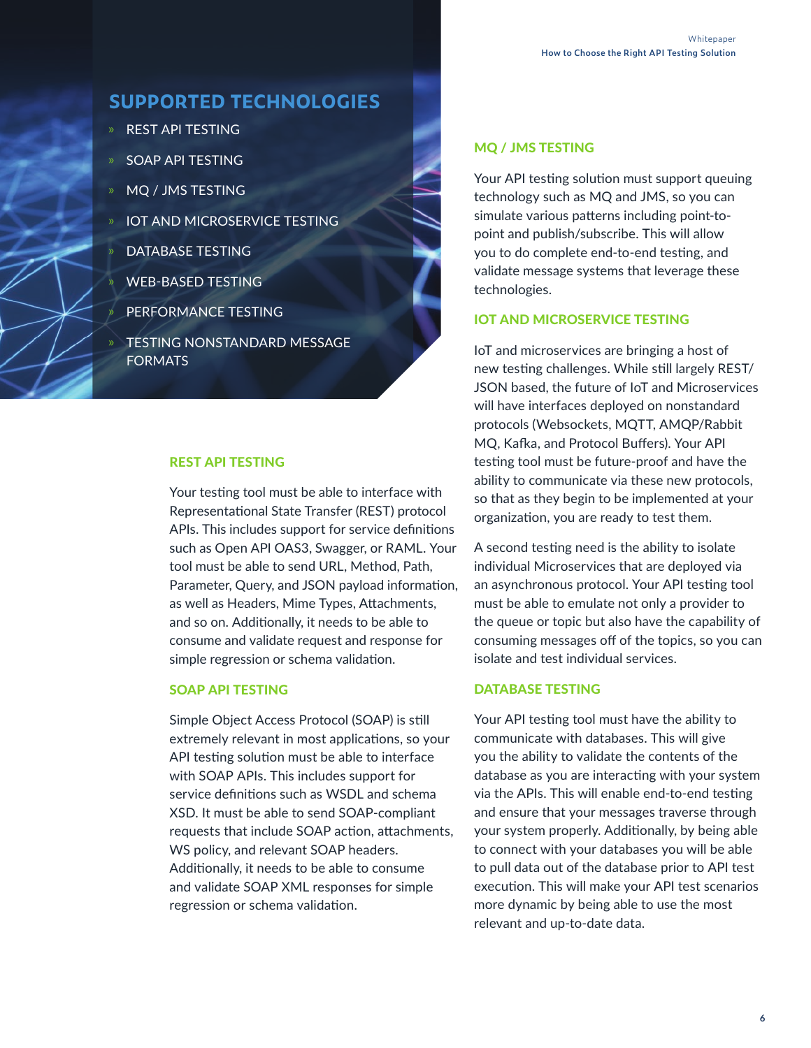## SUPPORTED TECHNOLOGIES

- REST API TESTING
- SOAP API TESTING
- MQ / JMS TESTING
- IOT AND MICROSERVICE TESTING
- DATABASE TESTING
- WEB-BASED TESTING
- PERFORMANCE TESTING
- TESTING NONSTANDARD MESSAGE FORMATS

### REST API TESTING

Your testing tool must be able to interface with Representational State Transfer (REST) protocol APIs. This includes support for service definitions such as Open API OAS3, Swagger, or RAML. Your tool must be able to send URL, Method, Path, Parameter, Query, and JSON payload information, as well as Headers, Mime Types, Attachments, and so on. Additionally, it needs to be able to consume and validate request and response for simple regression or schema validation.

### SOAP API TESTING

Simple Object Access Protocol (SOAP) is still extremely relevant in most applications, so your API testing solution must be able to interface with SOAP APIs. This includes support for service definitions such as WSDL and schema XSD. It must be able to send SOAP-compliant requests that include SOAP action, attachments, WS policy, and relevant SOAP headers. Additionally, it needs to be able to consume and validate SOAP XML responses for simple regression or schema validation.

### MQ / JMS TESTING

Your API testing solution must support queuing technology such as MQ and JMS, so you can simulate various patterns including point-to-point and publish/subscribe. This will allow you to do complete end-to-end testing, and validate message systems that leverage these technologies.

### IOT AND MICROSERVICE TESTING

IoT and microservices are bringing a host of new testing challenges. While still largely REST/JSON based, the future of IoT and Microservices will have interfaces deployed on nonstandard protocols (Websockets, MQTT, AMQP/Rabbit MQ, Kafka, and Protocol Buffers). Your API testing tool must be future-proof and have the ability to communicate via these new protocols, so that as they begin to be implemented at your organization, you are ready to test them.

A second testing need is the ability to isolate individual Microservices that are deployed via an asynchronous protocol. Your API testing tool must be able to emulate not only a provider to the queue or topic but also have the capability of consuming messages off of the topics, so you can isolate and test individual services.

### DATABASE TESTING

Your API testing tool must have the ability to communicate with databases. This will give you the ability to validate the contents of the database as you are interacting with your system via the APIs. This will enable end-to-end testing and ensure that your messages traverse through your system properly. Additionally, by being able to connect with your databases you will be able to pull data out of the database prior to API test execution. This will make your API test scenarios more dynamic by being able to use the most relevant and up-to-date data.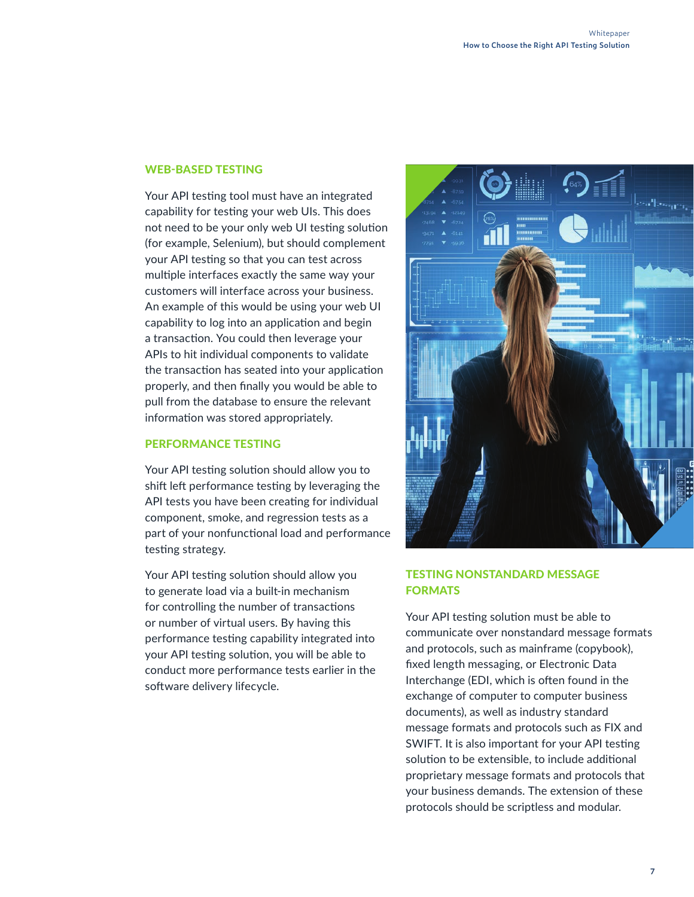## WEB-BASED TESTING

Your API testing tool must have an integrated capability for testing your web UIs. This does not need to be your only web UI testing solution (for example, Selenium), but should complement your API testing so that you can test across multiple interfaces exactly the same way your customers will interface across your business. An example of this would be using your web UI capability to log into an application and begin a transaction. You could then leverage your APIs to hit individual components to validate the transaction has seated into your application properly, and then finally you would be able to pull from the database to ensure the relevant information was stored appropriately.

## PERFORMANCE TESTING

Your API testing solution should allow you to shift left performance testing by leveraging the API tests you have been creating for individual component, smoke, and regression tests as a part of your nonfunctional load and performance testing strategy.

Your API testing solution should allow you to generate load via a built-in mechanism for controlling the number of transactions or number of virtual users. By having this performance testing capability integrated into your API testing solution, you will be able to conduct more performance tests earlier in the software delivery lifecycle.

## TESTING NONSTANDARD MESSAGE FORMATS

Your API testing solution must be able to communicate over nonstandard message formats and protocols, such as mainframe (copybook), fixed length messaging, or Electronic Data Interchange (EDI, which is often found in the exchange of computer to computer business documents), as well as industry standard message formats and protocols such as FIX and SWIFT. It is also important for your API testing solution to be extensible, to include additional proprietary message formats and protocols that your business demands. The extension of these protocols should be scriptless and modular.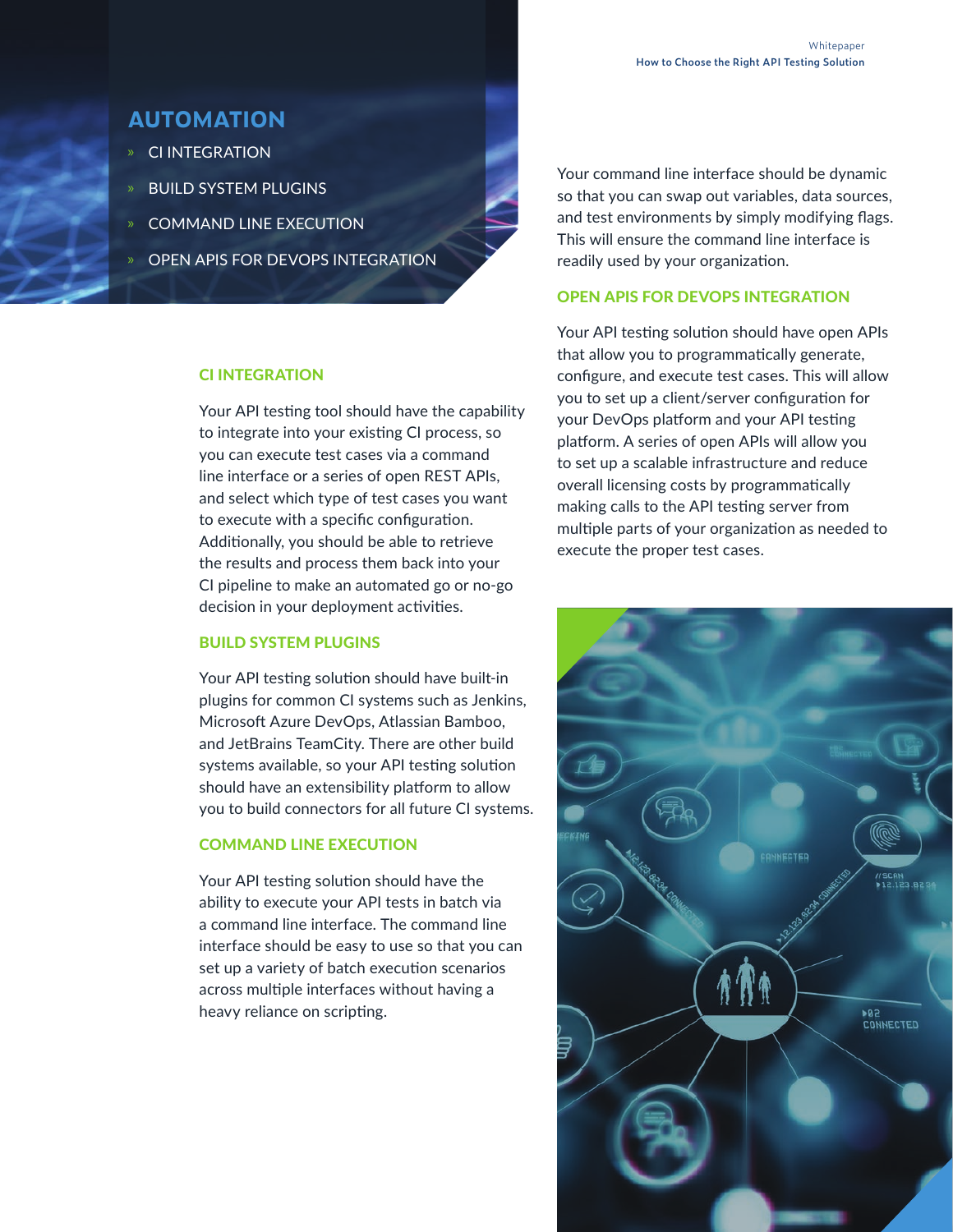## AUTOMATION

- CI INTEGRATION
- BUILD SYSTEM PLUGINS
- COMMAND LINE EXECUTION
- OPEN APIS FOR DEVOPS INTEGRATION

### CI INTEGRATION

Your API testing tool should have the capability to integrate into your existing CI process, so you can execute test cases via a command line interface or a series of open REST APIs, and select which type of test cases you want to execute with a specific configuration. Additionally, you should be able to retrieve the results and process them back into your CI pipeline to make an automated go or no-go decision in your deployment activities.

### BUILD SYSTEM PLUGINS

Your API testing solution should have built-in plugins for common CI systems such as Jenkins, Microsoft Azure DevOps, Atlassian Bamboo, and JetBrains TeamCity. There are other build systems available, so your API testing solution should have an extensibility platform to allow you to build connectors for all future CI systems.

### COMMAND LINE EXECUTION

Your API testing solution should have the ability to execute your API tests in batch via a command line interface. The command line interface should be easy to use so that you can set up a variety of batch execution scenarios across multiple interfaces without having a heavy reliance on scripting.

Your command line interface should be dynamic so that you can swap out variables, data sources, and test environments by simply modifying flags. This will ensure the command line interface is readily used by your organization.

### OPEN APIS FOR DEVOPS INTEGRATION

Your API testing solution should have open APIs that allow you to programmatically generate, configure, and execute test cases. This will allow you to set up a client/server configuration for your DevOps platform and your API testing platform. A series of open APIs will allow you to set up a scalable infrastructure and reduce overall licensing costs by programmatically making calls to the API testing server from multiple parts of your organization as needed to execute the proper test cases.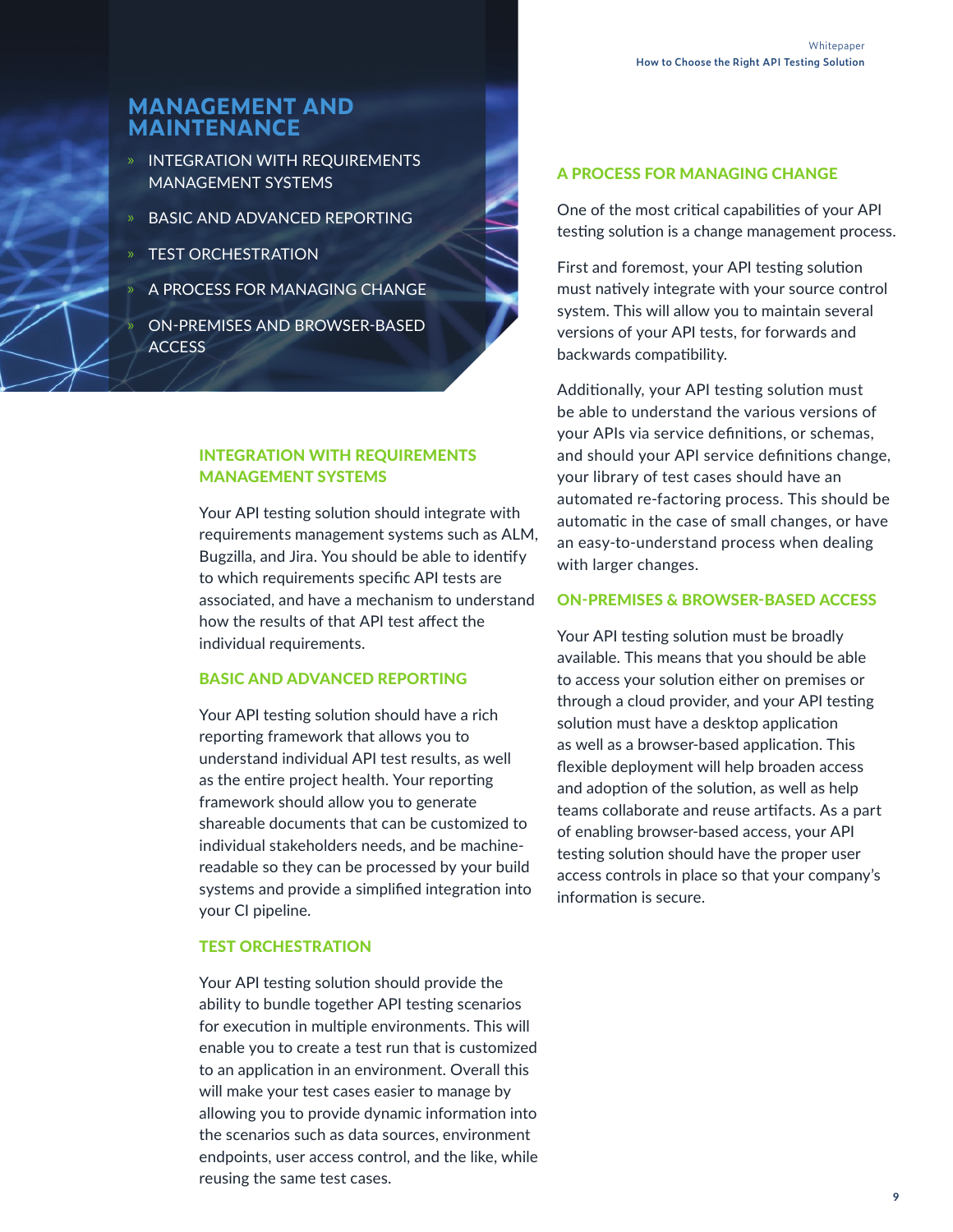# MANAGEMENT AND MAINTENANCE

- INTEGRATION WITH REQUIREMENTS MANAGEMENT SYSTEMS
- BASIC AND ADVANCED REPORTING
- TEST ORCHESTRATION
- A PROCESS FOR MANAGING CHANGE
- ON-PREMISES AND BROWSER-BASED ACCESS

## INTEGRATION WITH REQUIREMENTS MANAGEMENT SYSTEMS

Your API testing solution should integrate with requirements management systems such as ALM, Bugzilla, and Jira. You should be able to identify to which requirements specific API tests are associated, and have a mechanism to understand how the results of that API test affect the individual requirements.

## BASIC AND ADVANCED REPORTING

Your API testing solution should have a rich reporting framework that allows you to understand individual API test results, as well as the entire project health. Your reporting framework should allow you to generate shareable documents that can be customized to individual stakeholders needs, and be machine-readable so they can be processed by your build systems and provide a simplified integration into your CI pipeline.

## TEST ORCHESTRATION

Your API testing solution should provide the ability to bundle together API testing scenarios for execution in multiple environments. This will enable you to create a test run that is customized to an application in an environment. Overall this will make your test cases easier to manage by allowing you to provide dynamic information into the scenarios such as data sources, environment endpoints, user access control, and the like, while reusing the same test cases.

## A PROCESS FOR MANAGING CHANGE

One of the most critical capabilities of your API testing solution is a change management process.

First and foremost, your API testing solution must natively integrate with your source control system. This will allow you to maintain several versions of your API tests, for forwards and backwards compatibility.

Additionally, your API testing solution must be able to understand the various versions of your APIs via service definitions, or schemas, and should your API service definitions change, your library of test cases should have an automated re-factoring process. This should be automatic in the case of small changes, or have an easy-to-understand process when dealing with larger changes.

## ON-PREMISES & BROWSER-BASED ACCESS

Your API testing solution must be broadly available. This means that you should be able to access your solution either on premises or through a cloud provider, and your API testing solution must have a desktop application as well as a browser-based application. This flexible deployment will help broaden access and adoption of the solution, as well as help teams collaborate and reuse artifacts. As a part of enabling browser-based access, your API testing solution should have the proper user access controls in place so that your company's information is secure.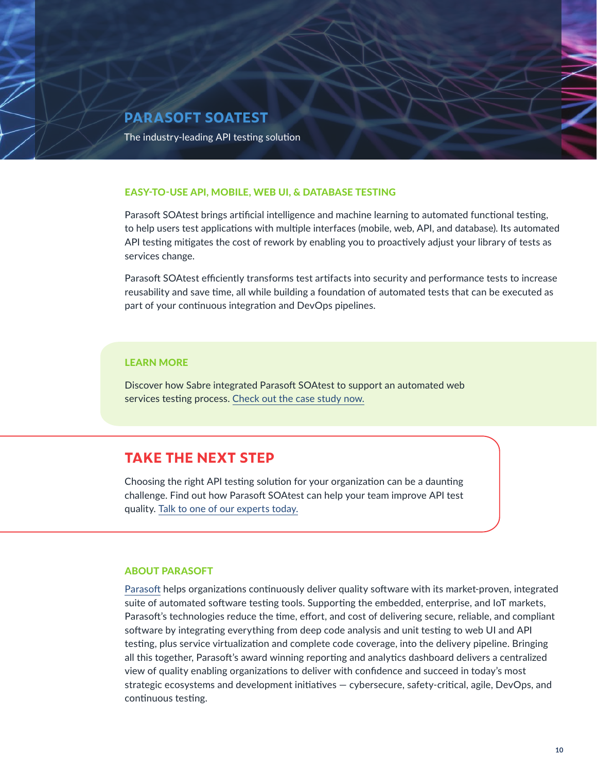# PARASOFT SOATEST

The industry-leading API testing solution

### EASY-TO-USE API, MOBILE, WEB UI, & DATABASE TESTING

Parasoft SOAtest brings artificial intelligence and machine learning to automated functional testing, to help users test applications with multiple interfaces (mobile, web, API, and database). Its automated API testing mitigates the cost of rework by enabling you to proactively adjust your library of tests as services change.

Parasoft SOAtest efficiently transforms test artifacts into security and performance tests to increase reusability and save time, all while building a foundation of automated tests that can be executed as part of your continuous integration and DevOps pipelines.

### LEARN MORE

Discover how Sabre integrated Parasoft SOAtest to support an automated web services testing process. Check out the case study now.

## TAKE THE NEXT STEP

Choosing the right API testing solution for your organization can be a daunting challenge. Find out how Parasoft SOAtest can help your team improve API test quality. Talk to one of our experts today.

### ABOUT PARASOFT

Parasoft helps organizations continuously deliver quality software with its market-proven, integrated suite of automated software testing tools. Supporting the embedded, enterprise, and IoT markets, Parasoft's technologies reduce the time, effort, and cost of delivering secure, reliable, and compliant software by integrating everything from deep code analysis and unit testing to web UI and API testing, plus service virtualization and complete code coverage, into the delivery pipeline. Bringing all this together, Parasoft's award winning reporting and analytics dashboard delivers a centralized view of quality enabling organizations to deliver with confidence and succeed in today's most strategic ecosystems and development initiatives — cybersecure, safety-critical, agile, DevOps, and continuous testing.